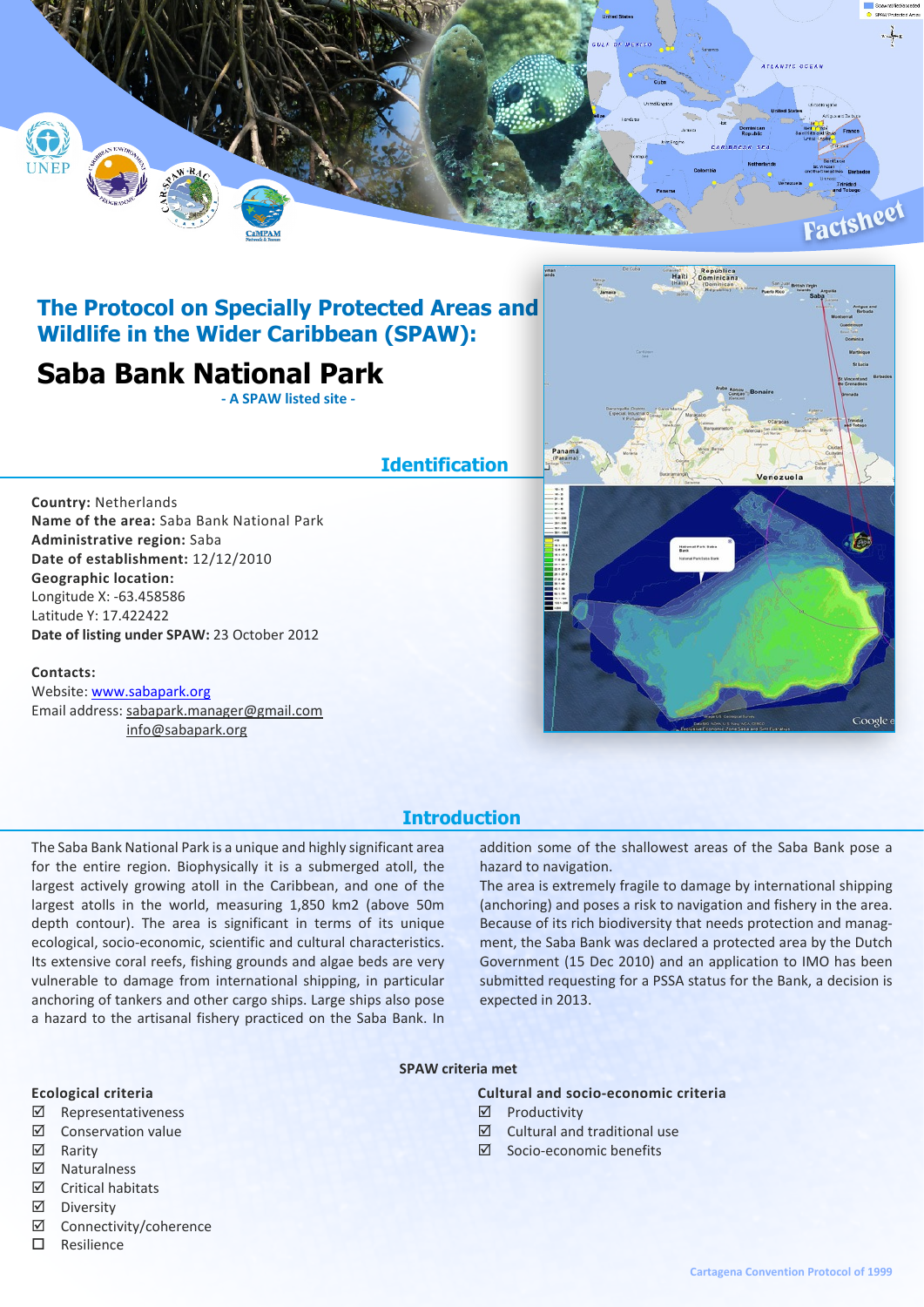# The Protocol on Specially Protected Areas and Wildlife in the Wider Caribbean (SPAW):

# Saba Bank National Park

**- A SPAW listed site -**

## Identification

**Country:** Netherlands
**Name of the area:** Saba Bank National Park
**Administrative region:** Saba
**Date of establishment:** 12/12/2010
**Geographic location:**
Longitude X: -63.458586
Latitude Y: 17.422422
**Date of listing under SPAW:** 23 October 2012

**Contacts:**
Website: www.sabapark.org
Email address: sabapark.manager@gmail.com
info@sabapark.org

## Introduction

The Saba Bank National Park is a unique and highly significant area for the entire region. Biophysically it is a submerged atoll, the largest actively growing atoll in the Caribbean, and one of the largest atolls in the world, measuring 1,850 km2 (above 50m depth contour). The area is significant in terms of its unique ecological, socio-economic, scientific and cultural characteristics. Its extensive coral reefs, fishing grounds and algae beds are very vulnerable to damage from international shipping, in particular anchoring of tankers and other cargo ships. Large ships also pose a hazard to the artisanal fishery practiced on the Saba Bank. In addition some of the shallowest areas of the Saba Bank pose a hazard to navigation.

The area is extremely fragile to damage by international shipping (anchoring) and poses a risk to navigation and fishery in the area. Because of its rich biodiversity that needs protection and management, the Saba Bank was declared a protected area by the Dutch Government (15 Dec 2010) and an application to IMO has been submitted requesting for a PSSA status for the Bank, a decision is expected in 2013.

### SPAW criteria met

**Ecological criteria**

- ☑ Representativeness
- ☑ Conservation value
- ☑ Rarity
- ☑ Naturalness
- ☑ Critical habitats
- ☑ Diversity
- ☑ Connectivity/coherence
- ☐ Resilience

**Cultural and socio-economic criteria**

- ☑ Productivity
- ☑ Cultural and traditional use
- ☑ Socio-economic benefits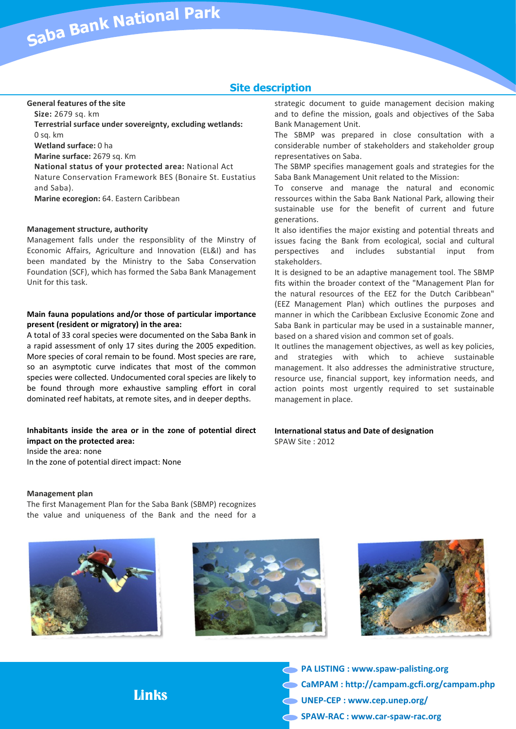# Saba Bank National Park

## Site description

**General features of the site**

**Size:** 2679 sq. km

**Terrestrial surface under sovereignty, excluding wetlands:** 0 sq. km

**Wetland surface:** 0 ha

**Marine surface:** 2679 sq. Km

**National status of your protected area:** National Act Nature Conservation Framework BES (Bonaire St. Eustatius and Saba).

**Marine ecoregion:** 64. Eastern Caribbean

**Management structure, authority**

Management falls under the responsiblity of the Minstry of Economic Affairs, Agriculture and Innovation (EL&I) and has been mandated by the Ministry to the Saba Conservation Foundation (SCF), which has formed the Saba Bank Management Unit for this task.

**Main fauna populations and/or those of particular importance present (resident or migratory) in the area:**

A total of 33 coral species were documented on the Saba Bank in a rapid assessment of only 17 sites during the 2005 expedition. More species of coral remain to be found. Most species are rare, so an asymptotic curve indicates that most of the common species were collected. Undocumented coral species are likely to be found through more exhaustive sampling effort in coral dominated reef habitats, at remote sites, and in deeper depths.

**Inhabitants inside the area or in the zone of potential direct impact on the protected area:**

Inside the area: none

In the zone of potential direct impact: None

**Management plan**

The first Management Plan for the Saba Bank (SBMP) recognizes the value and uniqueness of the Bank and the need for a strategic document to guide management decision making and to define the mission, goals and objectives of the Saba Bank Management Unit.

The SBMP was prepared in close consultation with a considerable number of stakeholders and stakeholder group representatives on Saba.

The SBMP specifies management goals and strategies for the Saba Bank Management Unit related to the Mission:

To conserve and manage the natural and economic ressources within the Saba Bank National Park, allowing their sustainable use for the benefit of current and future generations.

It also identifies the major existing and potential threats and issues facing the Bank from ecological, social and cultural perspectives and includes substantial input from stakeholders.

It is designed to be an adaptive management tool. The SBMP fits within the broader context of the "Management Plan for the natural resources of the EEZ for the Dutch Caribbean" (EEZ Management Plan) which outlines the purposes and manner in which the Caribbean Exclusive Economic Zone and Saba Bank in particular may be used in a sustainable manner, based on a shared vision and common set of goals.

It outlines the management objectives, as well as key policies, and strategies with which to achieve sustainable management. It also addresses the administrative structure, resource use, financial support, key information needs, and action points most urgently required to set sustainable management in place.

**International status and Date of designation**

SPAW Site : 2012

## Links

- **PA LISTING : www.spaw-palisting.org**
- **CaMPAM : http://campam.gcfi.org/campam.php**
- **UNEP-CEP : www.cep.unep.org/**
- **SPAW-RAC : www.car-spaw-rac.org**